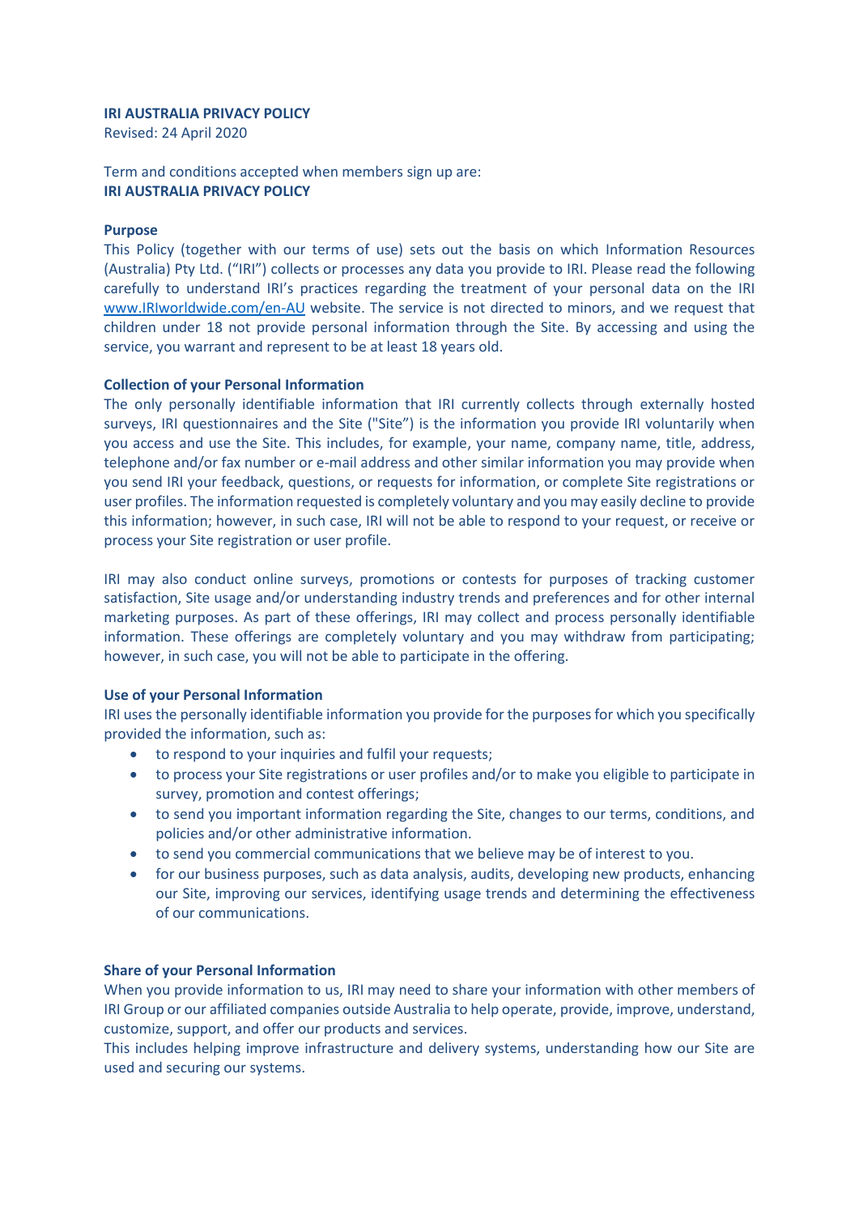**IRI AUSTRALIA PRIVACY POLICY**
Revised: 24 April 2020

Term and conditions accepted when members sign up are:
**IRI AUSTRALIA PRIVACY POLICY**

**Purpose**
This Policy (together with our terms of use) sets out the basis on which Information Resources (Australia) Pty Ltd. ("IRI") collects or processes any data you provide to IRI. Please read the following carefully to understand IRI's practices regarding the treatment of your personal data on the IRI www.IRIworldwide.com/en-AU website. The service is not directed to minors, and we request that children under 18 not provide personal information through the Site. By accessing and using the service, you warrant and represent to be at least 18 years old.

**Collection of your Personal Information**
The only personally identifiable information that IRI currently collects through externally hosted surveys, IRI questionnaires and the Site ("Site") is the information you provide IRI voluntarily when you access and use the Site. This includes, for example, your name, company name, title, address, telephone and/or fax number or e-mail address and other similar information you may provide when you send IRI your feedback, questions, or requests for information, or complete Site registrations or user profiles. The information requested is completely voluntary and you may easily decline to provide this information; however, in such case, IRI will not be able to respond to your request, or receive or process your Site registration or user profile.

IRI may also conduct online surveys, promotions or contests for purposes of tracking customer satisfaction, Site usage and/or understanding industry trends and preferences and for other internal marketing purposes. As part of these offerings, IRI may collect and process personally identifiable information. These offerings are completely voluntary and you may withdraw from participating; however, in such case, you will not be able to participate in the offering.

**Use of your Personal Information**
IRI uses the personally identifiable information you provide for the purposes for which you specifically provided the information, such as:

- to respond to your inquiries and fulfil your requests;
- to process your Site registrations or user profiles and/or to make you eligible to participate in survey, promotion and contest offerings;
- to send you important information regarding the Site, changes to our terms, conditions, and policies and/or other administrative information.
- to send you commercial communications that we believe may be of interest to you.
- for our business purposes, such as data analysis, audits, developing new products, enhancing our Site, improving our services, identifying usage trends and determining the effectiveness of our communications.

**Share of your Personal Information**
When you provide information to us, IRI may need to share your information with other members of IRI Group or our affiliated companies outside Australia to help operate, provide, improve, understand, customize, support, and offer our products and services.
This includes helping improve infrastructure and delivery systems, understanding how our Site are used and securing our systems.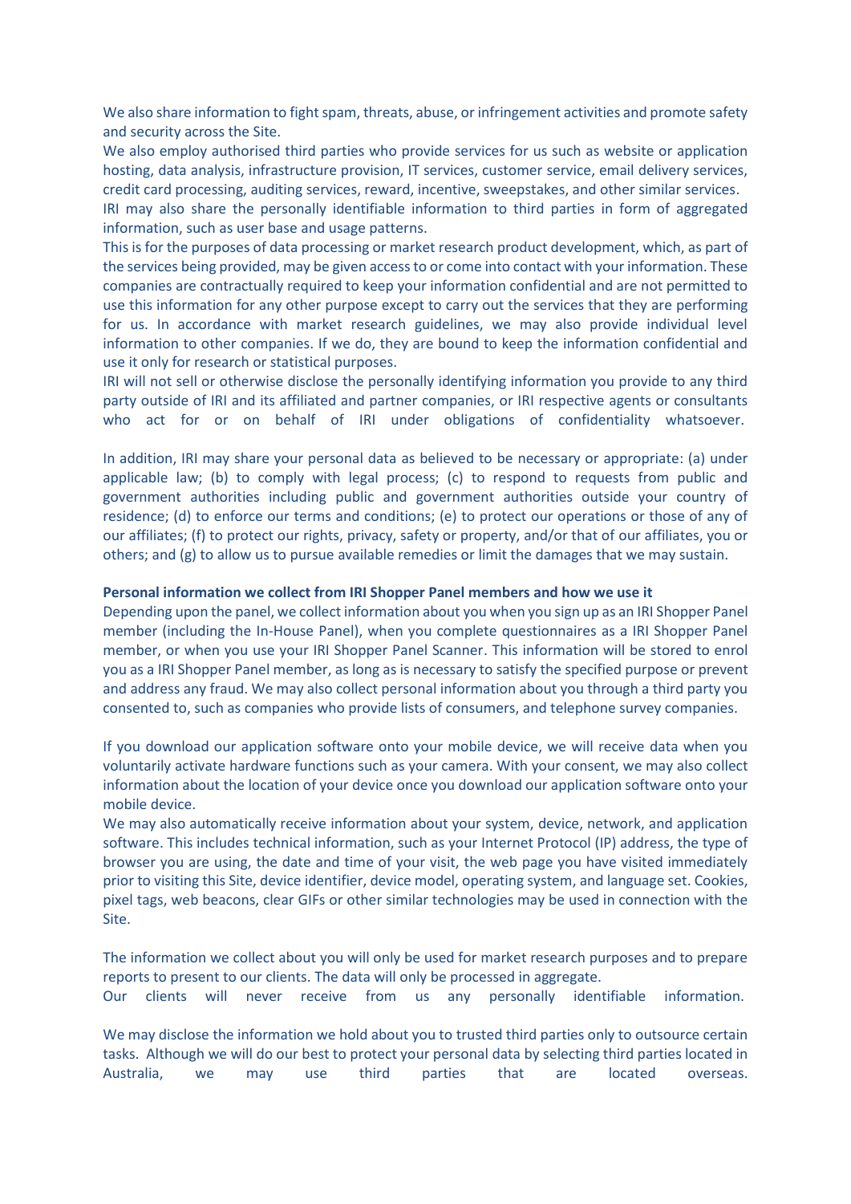We also share information to fight spam, threats, abuse, or infringement activities and promote safety and security across the Site.

We also employ authorised third parties who provide services for us such as website or application hosting, data analysis, infrastructure provision, IT services, customer service, email delivery services, credit card processing, auditing services, reward, incentive, sweepstakes, and other similar services.

IRI may also share the personally identifiable information to third parties in form of aggregated information, such as user base and usage patterns.

This is for the purposes of data processing or market research product development, which, as part of the services being provided, may be given access to or come into contact with your information. These companies are contractually required to keep your information confidential and are not permitted to use this information for any other purpose except to carry out the services that they are performing for us. In accordance with market research guidelines, we may also provide individual level information to other companies. If we do, they are bound to keep the information confidential and use it only for research or statistical purposes.

IRI will not sell or otherwise disclose the personally identifying information you provide to any third party outside of IRI and its affiliated and partner companies, or IRI respective agents or consultants who act for or on behalf of IRI under obligations of confidentiality whatsoever.

In addition, IRI may share your personal data as believed to be necessary or appropriate: (a) under applicable law; (b) to comply with legal process; (c) to respond to requests from public and government authorities including public and government authorities outside your country of residence; (d) to enforce our terms and conditions; (e) to protect our operations or those of any of our affiliates; (f) to protect our rights, privacy, safety or property, and/or that of our affiliates, you or others; and (g) to allow us to pursue available remedies or limit the damages that we may sustain.

**Personal information we collect from IRI Shopper Panel members and how we use it**

Depending upon the panel, we collect information about you when you sign up as an IRI Shopper Panel member (including the In-House Panel), when you complete questionnaires as a IRI Shopper Panel member, or when you use your IRI Shopper Panel Scanner. This information will be stored to enrol you as a IRI Shopper Panel member, as long as is necessary to satisfy the specified purpose or prevent and address any fraud. We may also collect personal information about you through a third party you consented to, such as companies who provide lists of consumers, and telephone survey companies.

If you download our application software onto your mobile device, we will receive data when you voluntarily activate hardware functions such as your camera. With your consent, we may also collect information about the location of your device once you download our application software onto your mobile device.

We may also automatically receive information about your system, device, network, and application software. This includes technical information, such as your Internet Protocol (IP) address, the type of browser you are using, the date and time of your visit, the web page you have visited immediately prior to visiting this Site, device identifier, device model, operating system, and language set. Cookies, pixel tags, web beacons, clear GIFs or other similar technologies may be used in connection with the Site.

The information we collect about you will only be used for market research purposes and to prepare reports to present to our clients. The data will only be processed in aggregate.

Our clients will never receive from us any personally identifiable information.

We may disclose the information we hold about you to trusted third parties only to outsource certain tasks. Although we will do our best to protect your personal data by selecting third parties located in Australia, we may use third parties that are located overseas.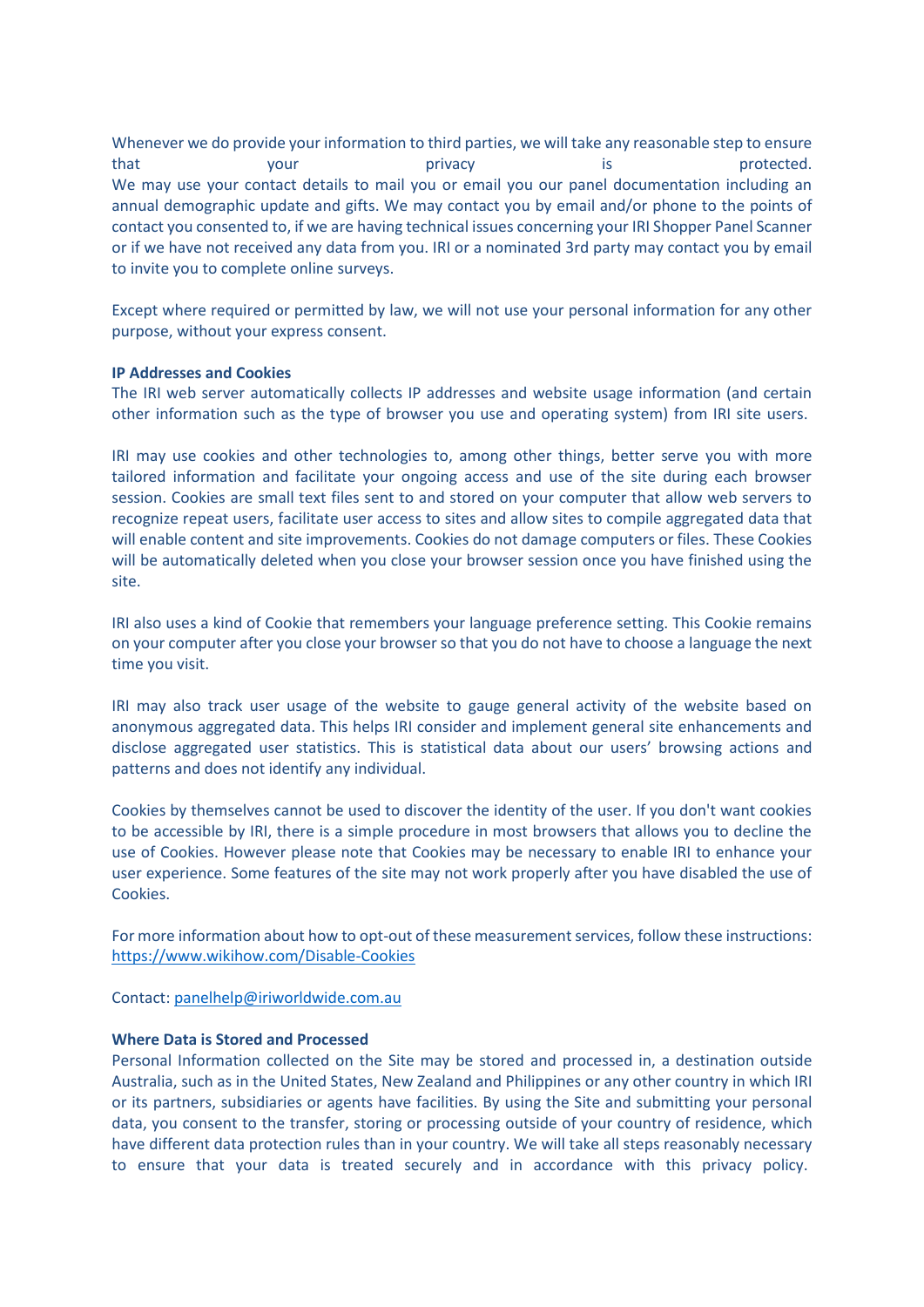Whenever we do provide your information to third parties, we will take any reasonable step to ensure that your privacy is protected.
We may use your contact details to mail you or email you our panel documentation including an annual demographic update and gifts. We may contact you by email and/or phone to the points of contact you consented to, if we are having technical issues concerning your IRI Shopper Panel Scanner or if we have not received any data from you. IRI or a nominated 3rd party may contact you by email to invite you to complete online surveys.

Except where required or permitted by law, we will not use your personal information for any other purpose, without your express consent.

**IP Addresses and Cookies**
The IRI web server automatically collects IP addresses and website usage information (and certain other information such as the type of browser you use and operating system) from IRI site users.

IRI may use cookies and other technologies to, among other things, better serve you with more tailored information and facilitate your ongoing access and use of the site during each browser session. Cookies are small text files sent to and stored on your computer that allow web servers to recognize repeat users, facilitate user access to sites and allow sites to compile aggregated data that will enable content and site improvements. Cookies do not damage computers or files. These Cookies will be automatically deleted when you close your browser session once you have finished using the site.

IRI also uses a kind of Cookie that remembers your language preference setting. This Cookie remains on your computer after you close your browser so that you do not have to choose a language the next time you visit.

IRI may also track user usage of the website to gauge general activity of the website based on anonymous aggregated data. This helps IRI consider and implement general site enhancements and disclose aggregated user statistics. This is statistical data about our users' browsing actions and patterns and does not identify any individual.

Cookies by themselves cannot be used to discover the identity of the user. If you don't want cookies to be accessible by IRI, there is a simple procedure in most browsers that allows you to decline the use of Cookies. However please note that Cookies may be necessary to enable IRI to enhance your user experience. Some features of the site may not work properly after you have disabled the use of Cookies.

For more information about how to opt-out of these measurement services, follow these instructions: https://www.wikihow.com/Disable-Cookies

Contact: panelhelp@iriworldwide.com.au

**Where Data is Stored and Processed**
Personal Information collected on the Site may be stored and processed in, a destination outside Australia, such as in the United States, New Zealand and Philippines or any other country in which IRI or its partners, subsidiaries or agents have facilities. By using the Site and submitting your personal data, you consent to the transfer, storing or processing outside of your country of residence, which have different data protection rules than in your country. We will take all steps reasonably necessary to ensure that your data is treated securely and in accordance with this privacy policy.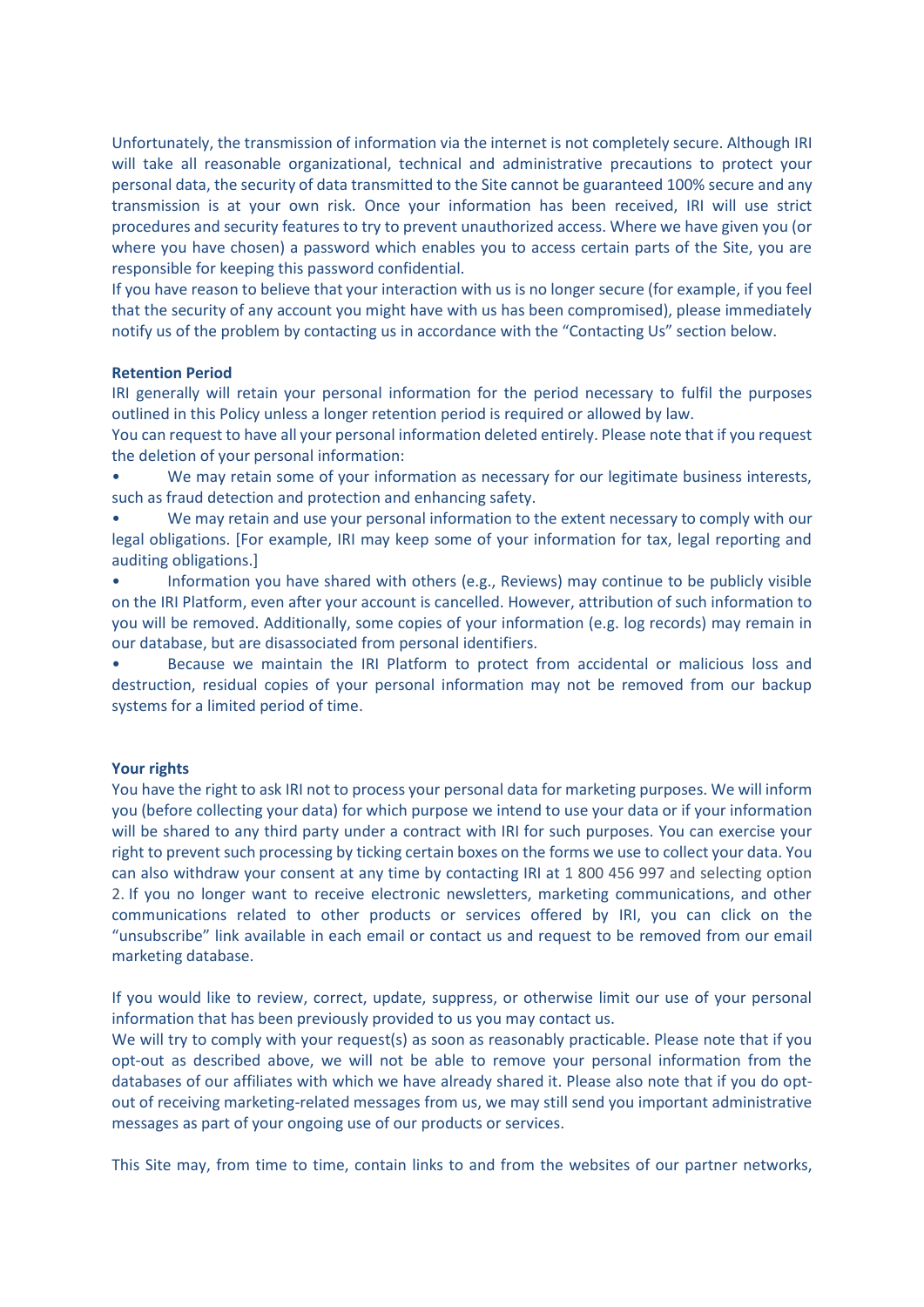Unfortunately, the transmission of information via the internet is not completely secure. Although IRI will take all reasonable organizational, technical and administrative precautions to protect your personal data, the security of data transmitted to the Site cannot be guaranteed 100% secure and any transmission is at your own risk. Once your information has been received, IRI will use strict procedures and security features to try to prevent unauthorized access. Where we have given you (or where you have chosen) a password which enables you to access certain parts of the Site, you are responsible for keeping this password confidential.

If you have reason to believe that your interaction with us is no longer secure (for example, if you feel that the security of any account you might have with us has been compromised), please immediately notify us of the problem by contacting us in accordance with the "Contacting Us" section below.

**Retention Period**

IRI generally will retain your personal information for the period necessary to fulfil the purposes outlined in this Policy unless a longer retention period is required or allowed by law.

You can request to have all your personal information deleted entirely. Please note that if you request the deletion of your personal information:

- We may retain some of your information as necessary for our legitimate business interests, such as fraud detection and protection and enhancing safety.
- We may retain and use your personal information to the extent necessary to comply with our legal obligations. [For example, IRI may keep some of your information for tax, legal reporting and auditing obligations.]
- Information you have shared with others (e.g., Reviews) may continue to be publicly visible on the IRI Platform, even after your account is cancelled. However, attribution of such information to you will be removed. Additionally, some copies of your information (e.g. log records) may remain in our database, but are disassociated from personal identifiers.
- Because we maintain the IRI Platform to protect from accidental or malicious loss and destruction, residual copies of your personal information may not be removed from our backup systems for a limited period of time.

**Your rights**

You have the right to ask IRI not to process your personal data for marketing purposes. We will inform you (before collecting your data) for which purpose we intend to use your data or if your information will be shared to any third party under a contract with IRI for such purposes. You can exercise your right to prevent such processing by ticking certain boxes on the forms we use to collect your data. You can also withdraw your consent at any time by contacting IRI at 1 800 456 997 and selecting option 2. If you no longer want to receive electronic newsletters, marketing communications, and other communications related to other products or services offered by IRI, you can click on the "unsubscribe" link available in each email or contact us and request to be removed from our email marketing database.

If you would like to review, correct, update, suppress, or otherwise limit our use of your personal information that has been previously provided to us you may contact us.

We will try to comply with your request(s) as soon as reasonably practicable. Please note that if you opt-out as described above, we will not be able to remove your personal information from the databases of our affiliates with which we have already shared it. Please also note that if you do opt-out of receiving marketing-related messages from us, we may still send you important administrative messages as part of your ongoing use of our products or services.

This Site may, from time to time, contain links to and from the websites of our partner networks,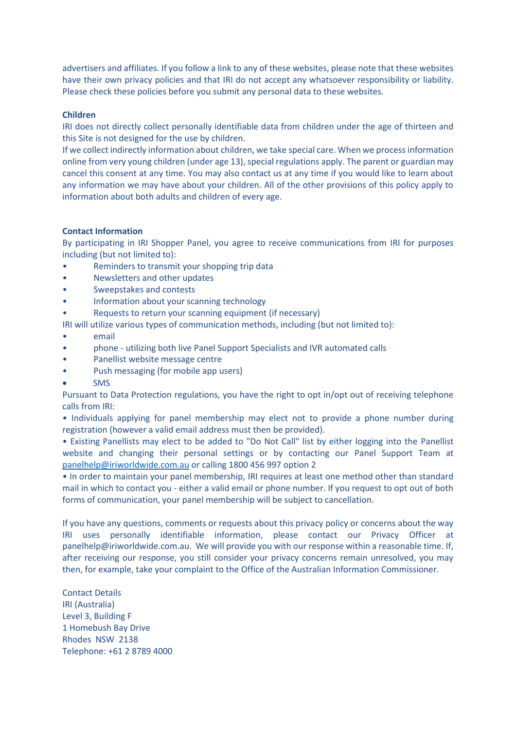advertisers and affiliates. If you follow a link to any of these websites, please note that these websites have their own privacy policies and that IRI do not accept any whatsoever responsibility or liability. Please check these policies before you submit any personal data to these websites.

**Children**

IRI does not directly collect personally identifiable data from children under the age of thirteen and this Site is not designed for the use by children.

If we collect indirectly information about children, we take special care. When we process information online from very young children (under age 13), special regulations apply. The parent or guardian may cancel this consent at any time. You may also contact us at any time if you would like to learn about any information we may have about your children. All of the other provisions of this policy apply to information about both adults and children of every age.

**Contact Information**

By participating in IRI Shopper Panel, you agree to receive communications from IRI for purposes including (but not limited to):

- Reminders to transmit your shopping trip data
- Newsletters and other updates
- Sweepstakes and contests
- Information about your scanning technology
- Requests to return your scanning equipment (if necessary)

IRI will utilize various types of communication methods, including (but not limited to):

- email
- phone - utilizing both live Panel Support Specialists and IVR automated calls
- Panellist website message centre
- Push messaging (for mobile app users)
- SMS

Pursuant to Data Protection regulations, you have the right to opt in/opt out of receiving telephone calls from IRI:

- Individuals applying for panel membership may elect not to provide a phone number during registration (however a valid email address must then be provided).
- Existing Panellists may elect to be added to "Do Not Call" list by either logging into the Panellist website and changing their personal settings or by contacting our Panel Support Team at panelhelp@iriworldwide.com.au or calling 1800 456 997 option 2
- In order to maintain your panel membership, IRI requires at least one method other than standard mail in which to contact you - either a valid email or phone number. If you request to opt out of both forms of communication, your panel membership will be subject to cancellation.

If you have any questions, comments or requests about this privacy policy or concerns about the way IRI uses personally identifiable information, please contact our Privacy Officer at panelhelp@iriworldwide.com.au. We will provide you with our response within a reasonable time. If, after receiving our response, you still consider your privacy concerns remain unresolved, you may then, for example, take your complaint to the Office of the Australian Information Commissioner.

Contact Details
IRI (Australia)
Level 3, Building F
1 Homebush Bay Drive
Rhodes NSW 2138
Telephone: +61 2 8789 4000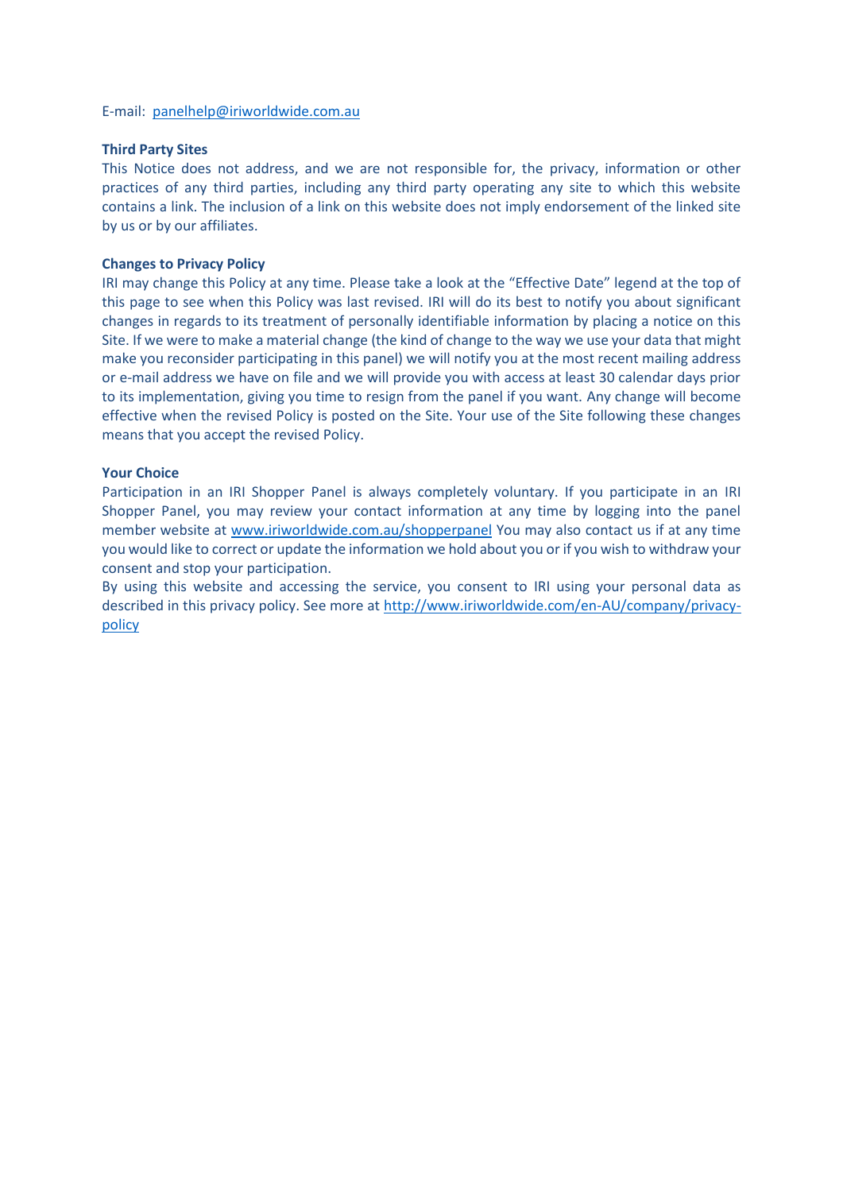E-mail: panelhelp@iriworldwide.com.au

**Third Party Sites**

This Notice does not address, and we are not responsible for, the privacy, information or other practices of any third parties, including any third party operating any site to which this website contains a link. The inclusion of a link on this website does not imply endorsement of the linked site by us or by our affiliates.

**Changes to Privacy Policy**

IRI may change this Policy at any time. Please take a look at the "Effective Date" legend at the top of this page to see when this Policy was last revised. IRI will do its best to notify you about significant changes in regards to its treatment of personally identifiable information by placing a notice on this Site. If we were to make a material change (the kind of change to the way we use your data that might make you reconsider participating in this panel) we will notify you at the most recent mailing address or e-mail address we have on file and we will provide you with access at least 30 calendar days prior to its implementation, giving you time to resign from the panel if you want. Any change will become effective when the revised Policy is posted on the Site. Your use of the Site following these changes means that you accept the revised Policy.

**Your Choice**

Participation in an IRI Shopper Panel is always completely voluntary. If you participate in an IRI Shopper Panel, you may review your contact information at any time by logging into the panel member website at www.iriworldwide.com.au/shopperpanel You may also contact us if at any time you would like to correct or update the information we hold about you or if you wish to withdraw your consent and stop your participation.

By using this website and accessing the service, you consent to IRI using your personal data as described in this privacy policy. See more at http://www.iriworldwide.com/en-AU/company/privacy-policy